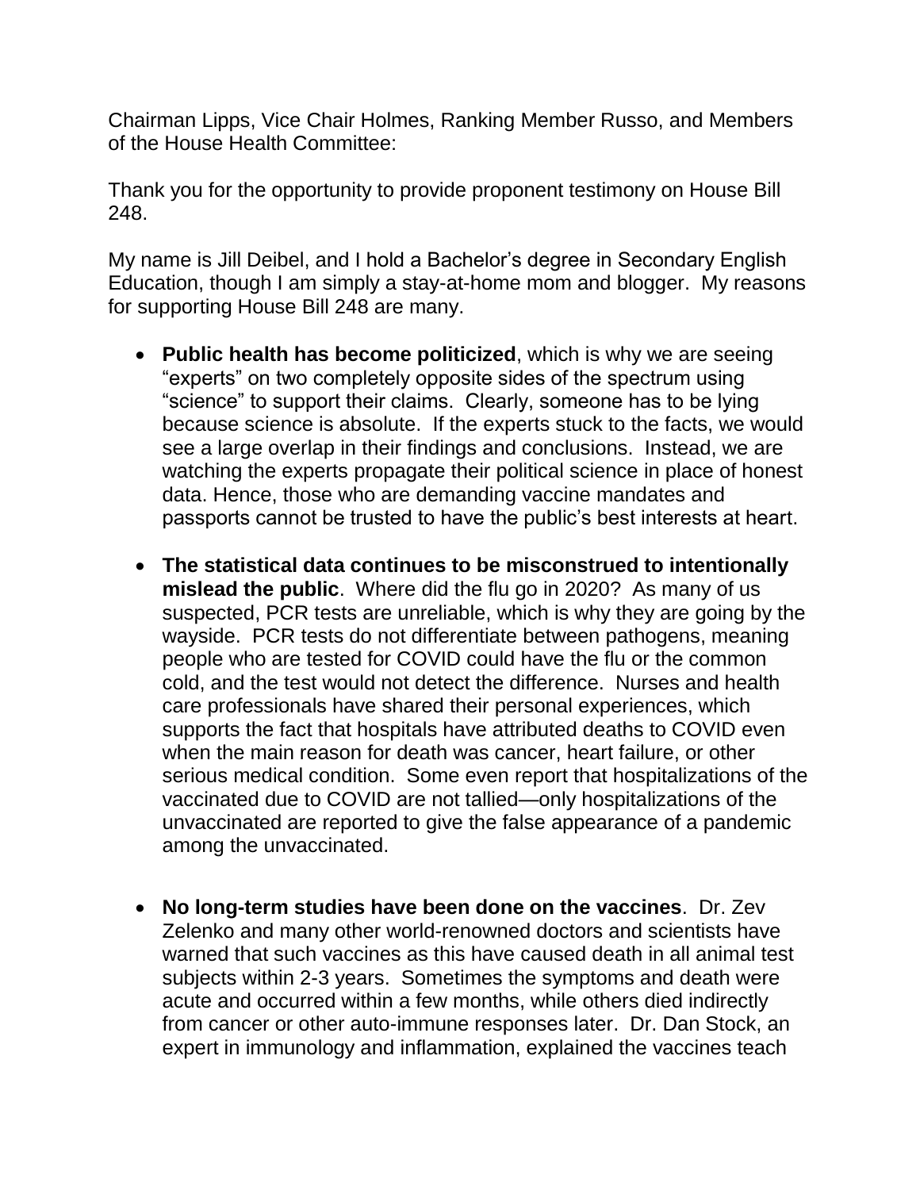Chairman Lipps, Vice Chair Holmes, Ranking Member Russo, and Members of the House Health Committee:

Thank you for the opportunity to provide proponent testimony on House Bill 248.

My name is Jill Deibel, and I hold a Bachelor's degree in Secondary English Education, though I am simply a stay-at-home mom and blogger. My reasons for supporting House Bill 248 are many.

- **Public health has become politicized**, which is why we are seeing "experts" on two completely opposite sides of the spectrum using "science" to support their claims. Clearly, someone has to be lying because science is absolute. If the experts stuck to the facts, we would see a large overlap in their findings and conclusions. Instead, we are watching the experts propagate their political science in place of honest data. Hence, those who are demanding vaccine mandates and passports cannot be trusted to have the public's best interests at heart.

- **The statistical data continues to be misconstrued to intentionally mislead the public**. Where did the flu go in 2020? As many of us suspected, PCR tests are unreliable, which is why they are going by the wayside. PCR tests do not differentiate between pathogens, meaning people who are tested for COVID could have the flu or the common cold, and the test would not detect the difference. Nurses and health care professionals have shared their personal experiences, which supports the fact that hospitals have attributed deaths to COVID even when the main reason for death was cancer, heart failure, or other serious medical condition. Some even report that hospitalizations of the vaccinated due to COVID are not tallied—only hospitalizations of the unvaccinated are reported to give the false appearance of a pandemic among the unvaccinated.

- **No long-term studies have been done on the vaccines**. Dr. Zev Zelenko and many other world-renowned doctors and scientists have warned that such vaccines as this have caused death in all animal test subjects within 2-3 years. Sometimes the symptoms and death were acute and occurred within a few months, while others died indirectly from cancer or other auto-immune responses later. Dr. Dan Stock, an expert in immunology and inflammation, explained the vaccines teach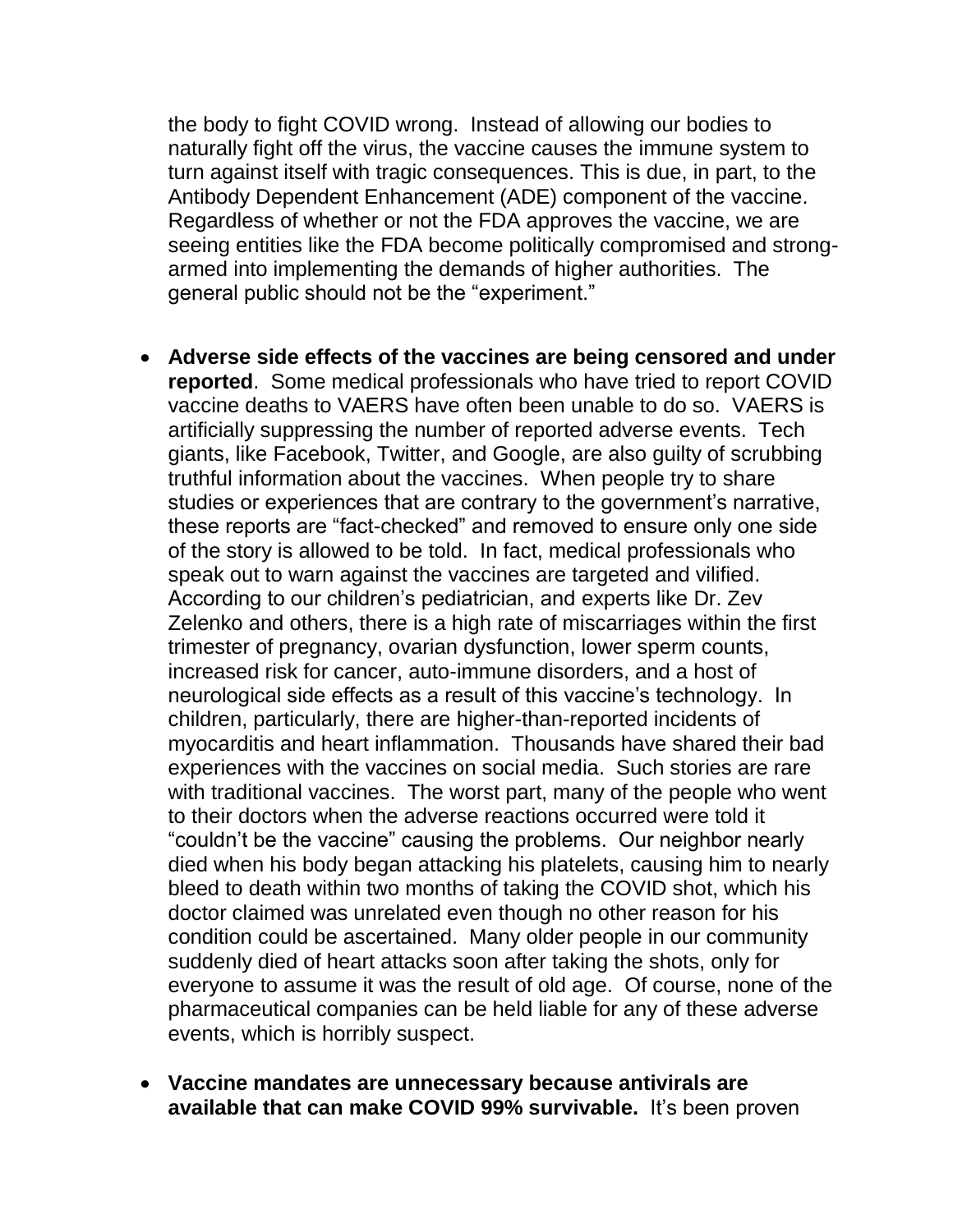the body to fight COVID wrong. Instead of allowing our bodies to naturally fight off the virus, the vaccine causes the immune system to turn against itself with tragic consequences. This is due, in part, to the Antibody Dependent Enhancement (ADE) component of the vaccine. Regardless of whether or not the FDA approves the vaccine, we are seeing entities like the FDA become politically compromised and strong-armed into implementing the demands of higher authorities. The general public should not be the "experiment."

- **Adverse side effects of the vaccines are being censored and under reported**. Some medical professionals who have tried to report COVID vaccine deaths to VAERS have often been unable to do so. VAERS is artificially suppressing the number of reported adverse events. Tech giants, like Facebook, Twitter, and Google, are also guilty of scrubbing truthful information about the vaccines. When people try to share studies or experiences that are contrary to the government's narrative, these reports are "fact-checked" and removed to ensure only one side of the story is allowed to be told. In fact, medical professionals who speak out to warn against the vaccines are targeted and vilified. According to our children's pediatrician, and experts like Dr. Zev Zelenko and others, there is a high rate of miscarriages within the first trimester of pregnancy, ovarian dysfunction, lower sperm counts, increased risk for cancer, auto-immune disorders, and a host of neurological side effects as a result of this vaccine's technology. In children, particularly, there are higher-than-reported incidents of myocarditis and heart inflammation. Thousands have shared their bad experiences with the vaccines on social media. Such stories are rare with traditional vaccines. The worst part, many of the people who went to their doctors when the adverse reactions occurred were told it "couldn't be the vaccine" causing the problems. Our neighbor nearly died when his body began attacking his platelets, causing him to nearly bleed to death within two months of taking the COVID shot, which his doctor claimed was unrelated even though no other reason for his condition could be ascertained. Many older people in our community suddenly died of heart attacks soon after taking the shots, only for everyone to assume it was the result of old age. Of course, none of the pharmaceutical companies can be held liable for any of these adverse events, which is horribly suspect.

- **Vaccine mandates are unnecessary because antivirals are available that can make COVID 99% survivable.** It's been proven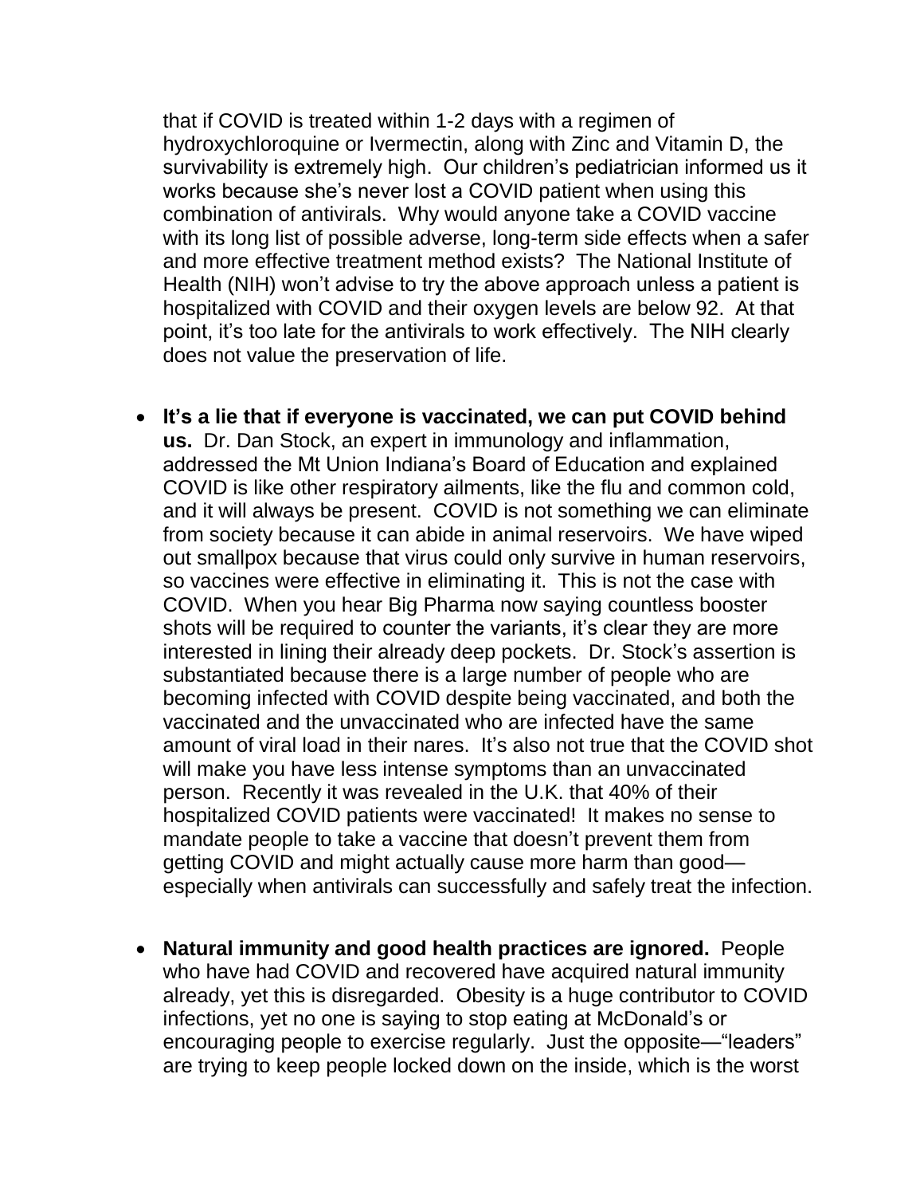that if COVID is treated within 1-2 days with a regimen of hydroxychloroquine or Ivermectin, along with Zinc and Vitamin D, the survivability is extremely high. Our children's pediatrician informed us it works because she's never lost a COVID patient when using this combination of antivirals. Why would anyone take a COVID vaccine with its long list of possible adverse, long-term side effects when a safer and more effective treatment method exists? The National Institute of Health (NIH) won't advise to try the above approach unless a patient is hospitalized with COVID and their oxygen levels are below 92. At that point, it's too late for the antivirals to work effectively. The NIH clearly does not value the preservation of life.

- **It's a lie that if everyone is vaccinated, we can put COVID behind us.** Dr. Dan Stock, an expert in immunology and inflammation, addressed the Mt Union Indiana's Board of Education and explained COVID is like other respiratory ailments, like the flu and common cold, and it will always be present. COVID is not something we can eliminate from society because it can abide in animal reservoirs. We have wiped out smallpox because that virus could only survive in human reservoirs, so vaccines were effective in eliminating it. This is not the case with COVID. When you hear Big Pharma now saying countless booster shots will be required to counter the variants, it's clear they are more interested in lining their already deep pockets. Dr. Stock's assertion is substantiated because there is a large number of people who are becoming infected with COVID despite being vaccinated, and both the vaccinated and the unvaccinated who are infected have the same amount of viral load in their nares. It's also not true that the COVID shot will make you have less intense symptoms than an unvaccinated person. Recently it was revealed in the U.K. that 40% of their hospitalized COVID patients were vaccinated! It makes no sense to mandate people to take a vaccine that doesn't prevent them from getting COVID and might actually cause more harm than good—especially when antivirals can successfully and safely treat the infection.

- **Natural immunity and good health practices are ignored.** People who have had COVID and recovered have acquired natural immunity already, yet this is disregarded. Obesity is a huge contributor to COVID infections, yet no one is saying to stop eating at McDonald's or encouraging people to exercise regularly. Just the opposite—"leaders" are trying to keep people locked down on the inside, which is the worst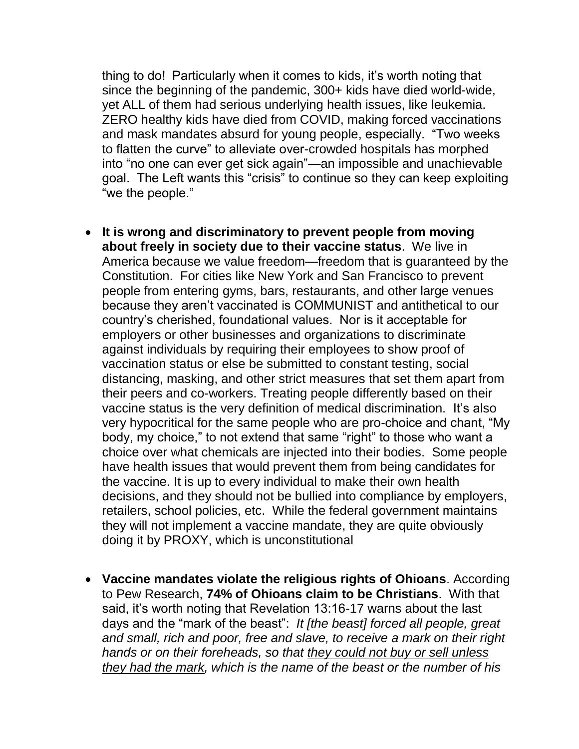thing to do! Particularly when it comes to kids, it's worth noting that since the beginning of the pandemic, 300+ kids have died world-wide, yet ALL of them had serious underlying health issues, like leukemia. ZERO healthy kids have died from COVID, making forced vaccinations and mask mandates absurd for young people, especially. "Two weeks to flatten the curve" to alleviate over-crowded hospitals has morphed into "no one can ever get sick again"—an impossible and unachievable goal. The Left wants this "crisis" to continue so they can keep exploiting "we the people."

- **It is wrong and discriminatory to prevent people from moving about freely in society due to their vaccine status**. We live in America because we value freedom—freedom that is guaranteed by the Constitution. For cities like New York and San Francisco to prevent people from entering gyms, bars, restaurants, and other large venues because they aren't vaccinated is COMMUNIST and antithetical to our country's cherished, foundational values. Nor is it acceptable for employers or other businesses and organizations to discriminate against individuals by requiring their employees to show proof of vaccination status or else be submitted to constant testing, social distancing, masking, and other strict measures that set them apart from their peers and co-workers. Treating people differently based on their vaccine status is the very definition of medical discrimination. It's also very hypocritical for the same people who are pro-choice and chant, "My body, my choice," to not extend that same "right" to those who want a choice over what chemicals are injected into their bodies. Some people have health issues that would prevent them from being candidates for the vaccine. It is up to every individual to make their own health decisions, and they should not be bullied into compliance by employers, retailers, school policies, etc. While the federal government maintains they will not implement a vaccine mandate, they are quite obviously doing it by PROXY, which is unconstitutional

- **Vaccine mandates violate the religious rights of Ohioans**. According to Pew Research, **74% of Ohioans claim to be Christians**. With that said, it's worth noting that Revelation 13:16-17 warns about the last days and the "mark of the beast": *It [the beast] forced all people, great and small, rich and poor, free and slave, to receive a mark on their right hands or on their foreheads, so that <u>they could not buy or sell unless they had the mark</u>, which is the name of the beast or the number of his*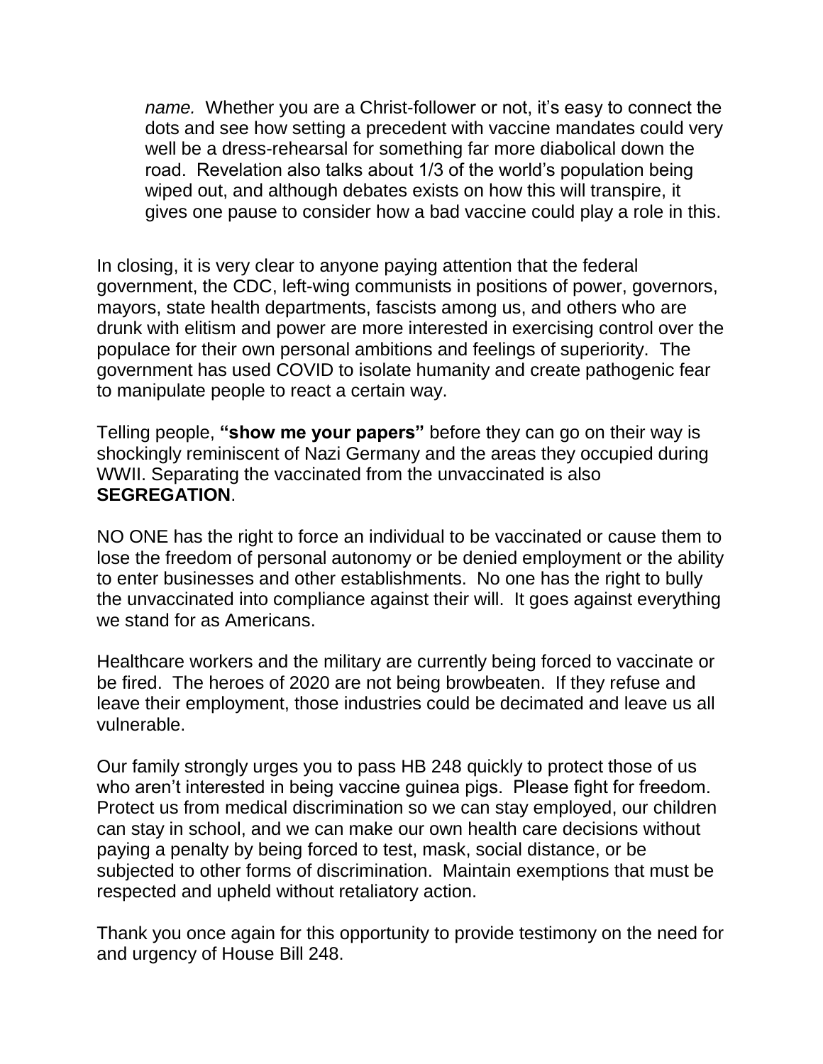*name.* Whether you are a Christ-follower or not, it's easy to connect the dots and see how setting a precedent with vaccine mandates could very well be a dress-rehearsal for something far more diabolical down the road. Revelation also talks about 1/3 of the world's population being wiped out, and although debates exists on how this will transpire, it gives one pause to consider how a bad vaccine could play a role in this.

In closing, it is very clear to anyone paying attention that the federal government, the CDC, left-wing communists in positions of power, governors, mayors, state health departments, fascists among us, and others who are drunk with elitism and power are more interested in exercising control over the populace for their own personal ambitions and feelings of superiority. The government has used COVID to isolate humanity and create pathogenic fear to manipulate people to react a certain way.

Telling people, **"show me your papers"** before they can go on their way is shockingly reminiscent of Nazi Germany and the areas they occupied during WWII. Separating the vaccinated from the unvaccinated is also **SEGREGATION**.

NO ONE has the right to force an individual to be vaccinated or cause them to lose the freedom of personal autonomy or be denied employment or the ability to enter businesses and other establishments. No one has the right to bully the unvaccinated into compliance against their will. It goes against everything we stand for as Americans.

Healthcare workers and the military are currently being forced to vaccinate or be fired. The heroes of 2020 are not being browbeaten. If they refuse and leave their employment, those industries could be decimated and leave us all vulnerable.

Our family strongly urges you to pass HB 248 quickly to protect those of us who aren't interested in being vaccine guinea pigs. Please fight for freedom. Protect us from medical discrimination so we can stay employed, our children can stay in school, and we can make our own health care decisions without paying a penalty by being forced to test, mask, social distance, or be subjected to other forms of discrimination. Maintain exemptions that must be respected and upheld without retaliatory action.

Thank you once again for this opportunity to provide testimony on the need for and urgency of House Bill 248.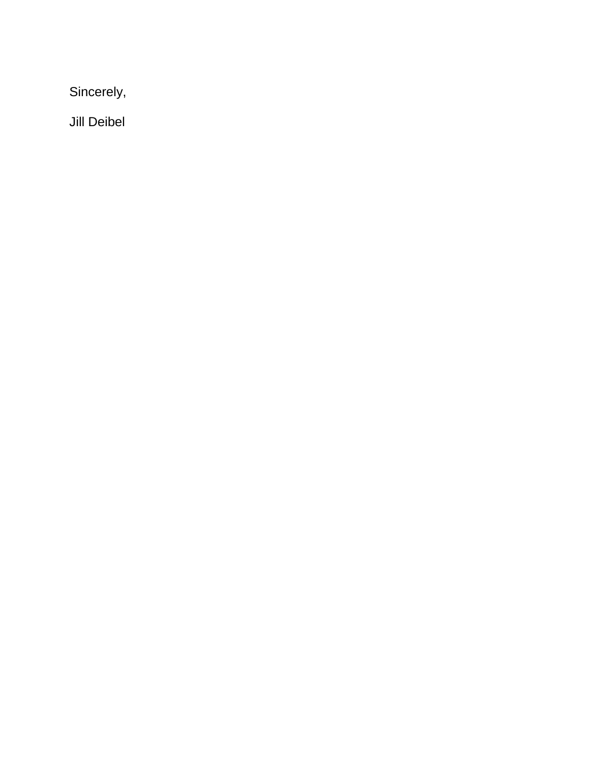Sincerely,

Jill Deibel